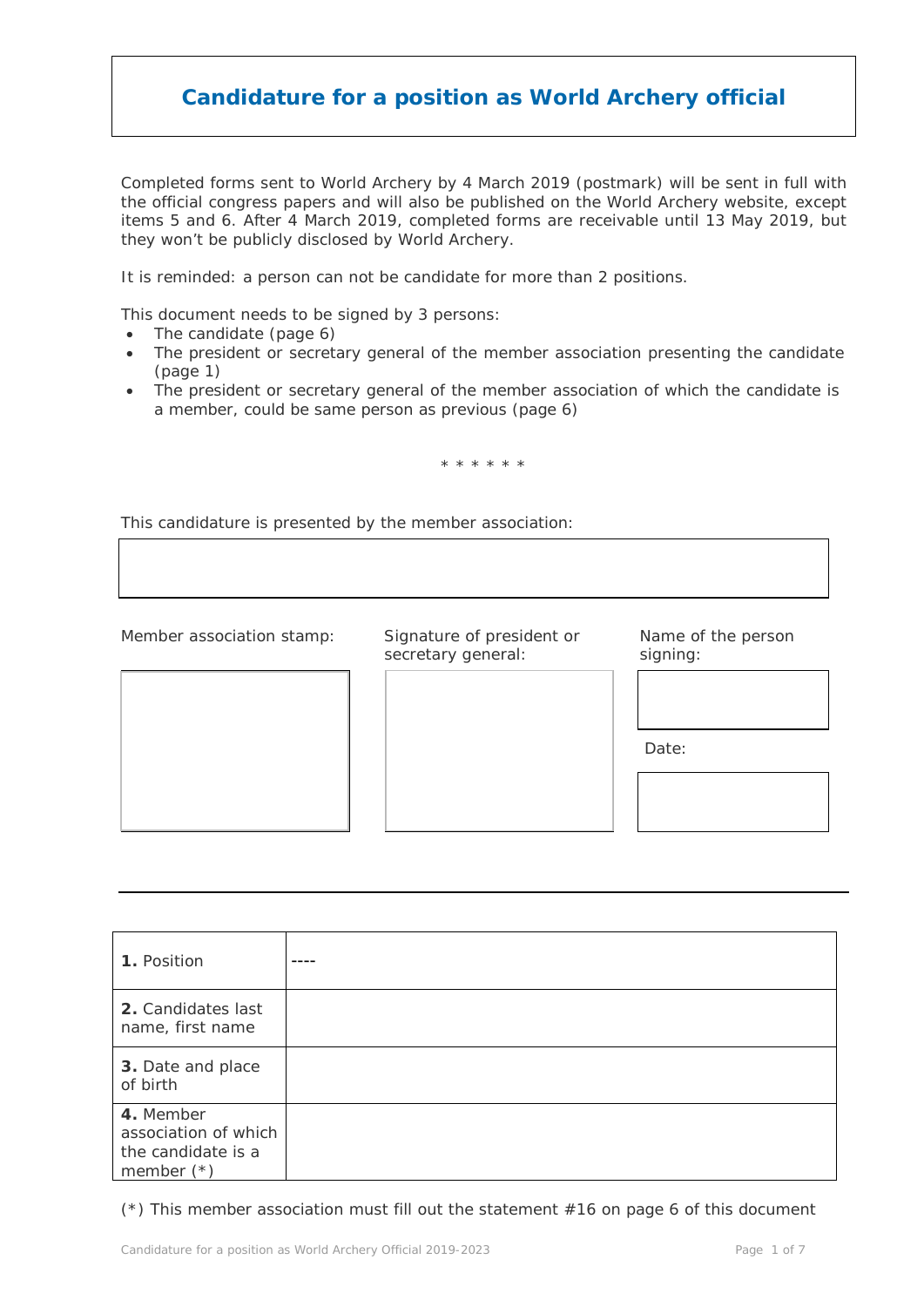# Candidature for a position as World Archery official

Completed forms sent to World Archery by 4 March 2019 (postmark) will be sent in full with the official congress papers and will also be published on the World Archery website, except items 5 and 6. After 4 March 2019, completed forms are receivable until 13 May 2019, but they won't be publicly disclosed by World Archery.

It is reminded: a person can not be candidate for more than 2 positions.

This document needs to be signed by 3 persons:

- The candidate (page 6)
- The president or secretary general of the member association presenting the candidate (page 1)
- The president or secretary general of the member association of which the candidate is a member, could be same person as previous (page 6)

\* \* \* \* \* \*

This candidature is presented by the member association:

| |
|---|
| |

| Member association stamp: | Signature of president or secretary general: | Name of the person signing: |
|---|---|---|
| | | |
| | | Date: |
| | | |

---

| | |
|---|---|
| **1.** Position | ---- |
| **2.** Candidates last name, first name | |
| **3.** Date and place of birth | |
| **4.** Member association of which the candidate is a member (*) | |

(*) This member association must fill out the statement #16 on page 6 of this document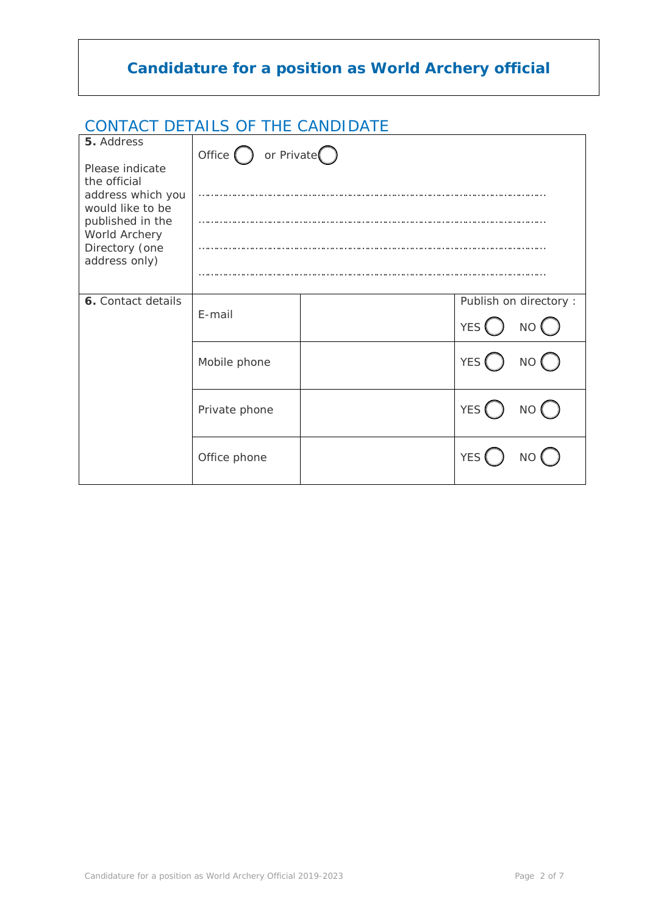# Candidature for a position as World Archery official

## CONTACT DETAILS OF THE CANDIDATE

| | | | |
|---|---|---|---|
| **5.** Address<br><br>Please indicate the official address which you would like to be published in the World Archery Directory (one address only) | Office ◯ or Private ◯<br><br>………………………………………………………………………………………<br><br>………………………………………………………………………………………<br><br>………………………………………………………………………………………<br><br>……………………………………………………………………………………… | | |
| **6.** Contact details | E-mail | | Publish on directory :<br>YES ◯ NO ◯ |
| | Mobile phone | | YES ◯ NO ◯ |
| | Private phone | | YES ◯ NO ◯ |
| | Office phone | | YES ◯ NO ◯ |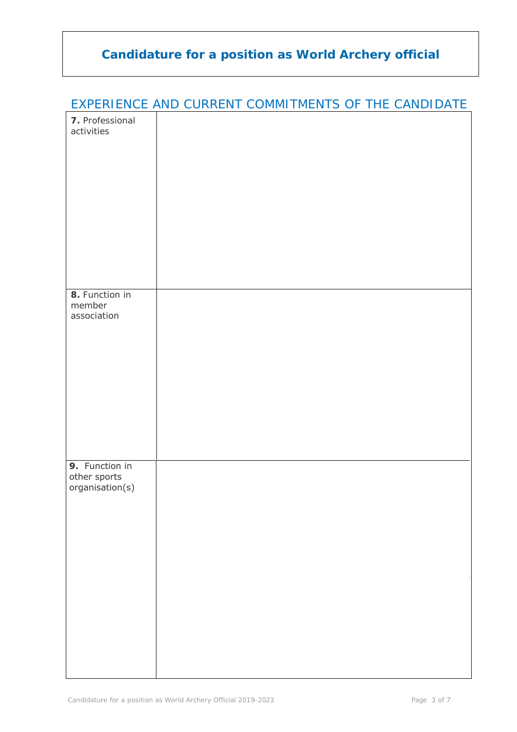# Candidature for a position as World Archery official

## EXPERIENCE AND CURRENT COMMITMENTS OF THE CANDIDATE

| | |
|---|---|
| **7.** Professional activities | |
| **8.** Function in member association | |
| **9.** Function in other sports organisation(s) | |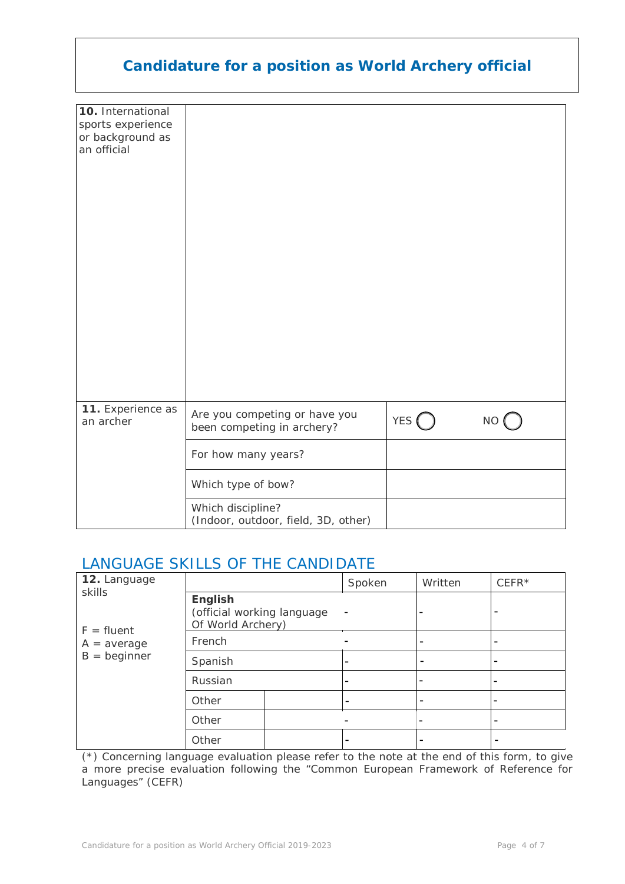# Candidature for a position as World Archery official

| | | |
|---|---|---|
| **10.** International sports experience or background as an official | | |
| **11.** Experience as an archer | Are you competing or have you been competing in archery? | YES ◯ NO ◯ |
| | For how many years? | |
| | Which type of bow? | |
| | Which discipline? (Indoor, outdoor, field, 3D, other) | |

## LANGUAGE SKILLS OF THE CANDIDATE

| **12.** Language skills<br><br>F = fluent<br>A = average<br>B = beginner | | | Spoken | Written | CEFR* |
|---|---|---|---|---|---|
| | **English** (official working language Of World Archery) | | - | - | - |
| | French | | - | - | - |
| | Spanish | | - | - | - |
| | Russian | | - | - | - |
| | Other | | - | - | - |
| | Other | | - | - | - |
| | Other | | - | - | - |

(*) Concerning language evaluation please refer to the note at the end of this form, to give a more precise evaluation following the "Common European Framework of Reference for Languages" (CEFR)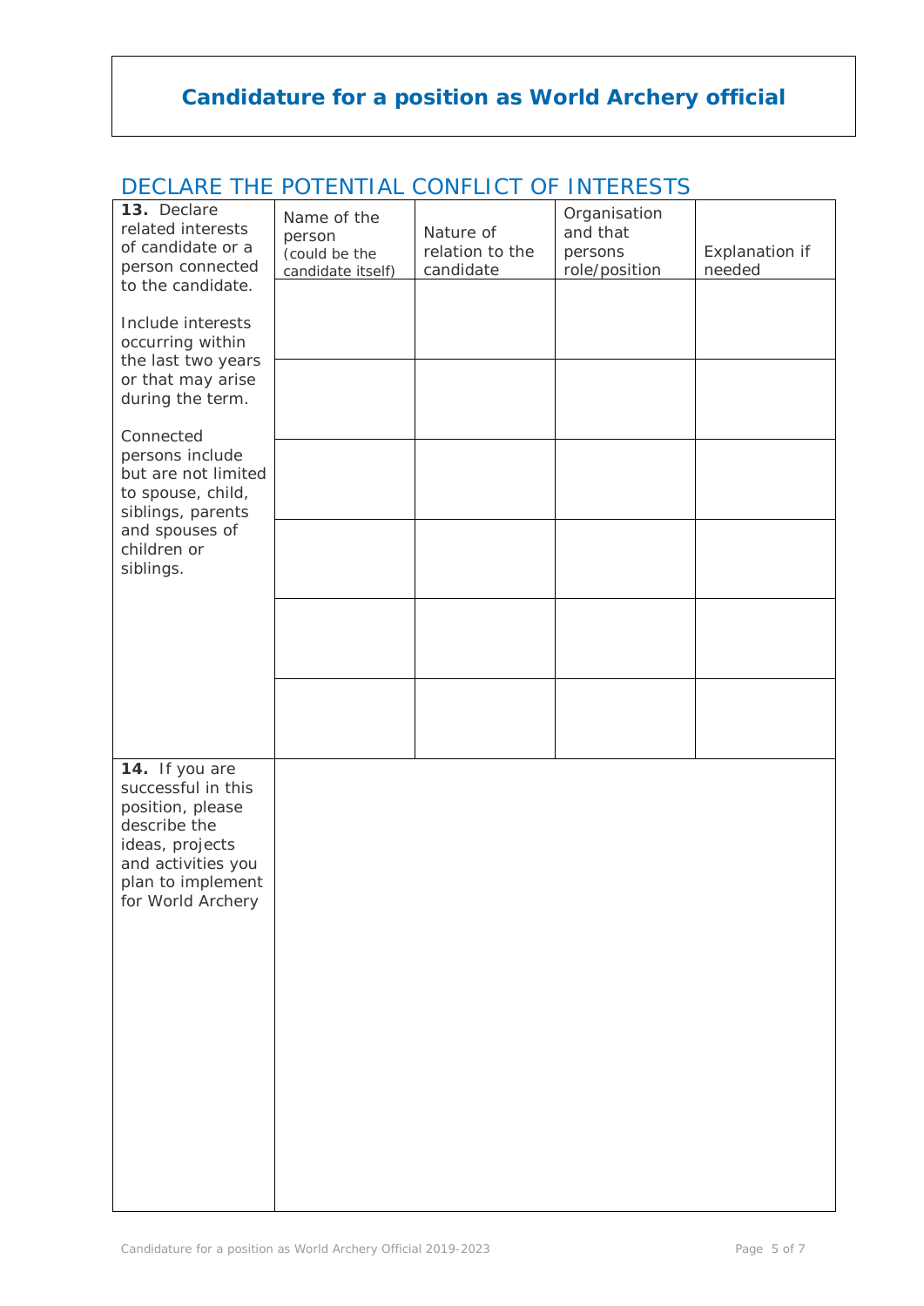# Candidature for a position as World Archery official

## DECLARE THE POTENTIAL CONFLICT OF INTERESTS

| **13.** Declare related interests of candidate or a person connected to the candidate.<br><br>Include interests occurring within the last two years or that may arise during the term.<br><br>Connected persons include but are not limited to spouse, child, siblings, parents and spouses of children or siblings. | Name of the person (could be the candidate itself) | Nature of relation to the candidate | Organisation and that persons role/position | Explanation if needed |
|---|---|---|---|---|
| | | | | |
| | | | | |
| | | | | |
| | | | | |
| | | | | |
| | | | | |

| **14.** If you are successful in this position, please describe the ideas, projects and activities you plan to implement for World Archery | |
|---|---|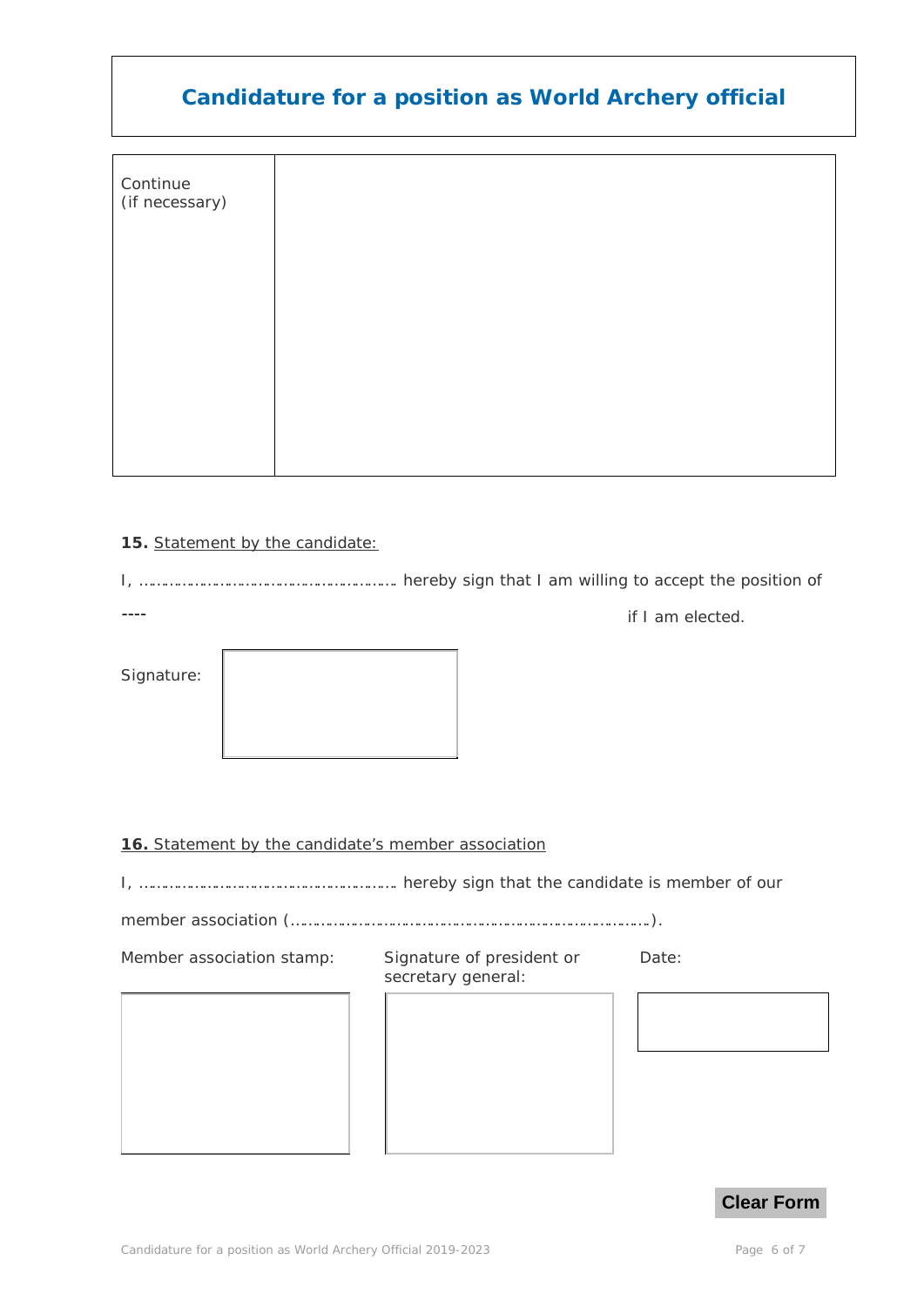## Candidature for a position as World Archery official

| Continue (if necessary) | |
|---|---|

**15.** Statement by the candidate:

I, ………………………………………………… hereby sign that I am willing to accept the position of

---- if I am elected.

Signature:

**16.** Statement by the candidate's member association

I, ………………………………………………… hereby sign that the candidate is member of our

member association (……………………………………………………………………).

Member association stamp:

Signature of president or secretary general:

Date:

Clear Form